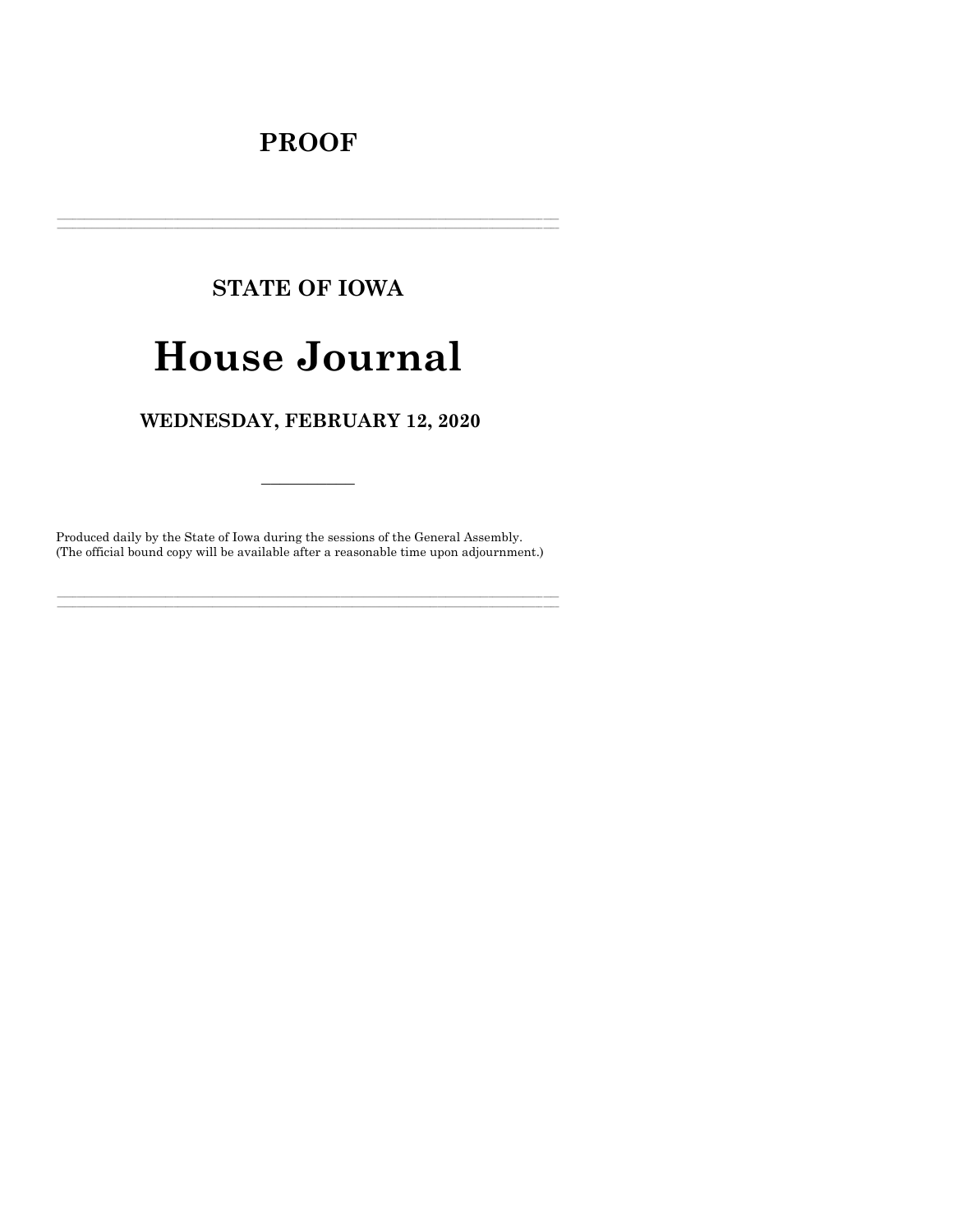# PROOF

---

## STATE OF IOWA

# House Journal

## WEDNESDAY, FEBRUARY 12, 2020

---

Produced daily by the State of Iowa during the sessions of the General Assembly.
(The official bound copy will be available after a reasonable time upon adjournment.)

---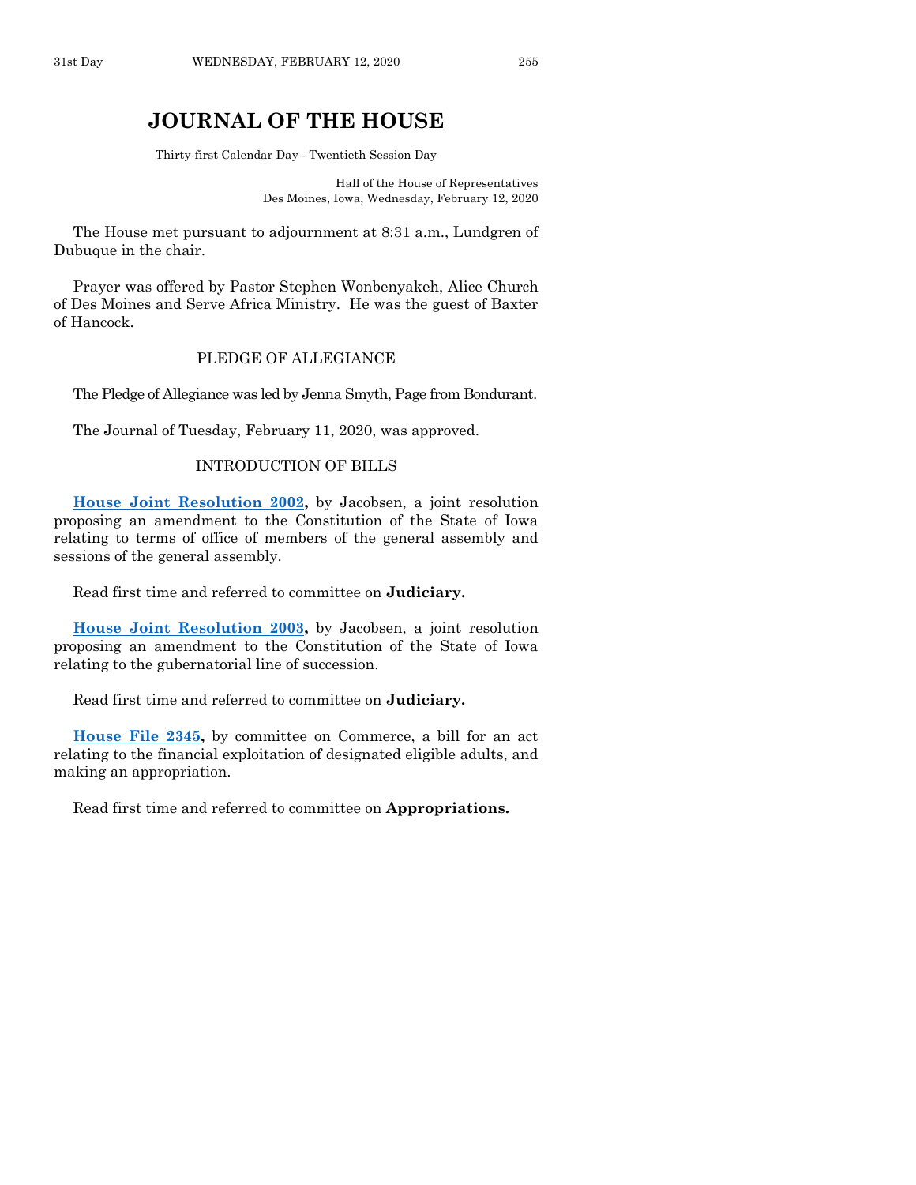# JOURNAL OF THE HOUSE

Thirty-first Calendar Day - Twentieth Session Day

Hall of the House of Representatives
Des Moines, Iowa, Wednesday, February 12, 2020

The House met pursuant to adjournment at 8:31 a.m., Lundgren of Dubuque in the chair.

Prayer was offered by Pastor Stephen Wonbenyakeh, Alice Church of Des Moines and Serve Africa Ministry. He was the guest of Baxter of Hancock.

## PLEDGE OF ALLEGIANCE

The Pledge of Allegiance was led by Jenna Smyth, Page from Bondurant.

The Journal of Tuesday, February 11, 2020, was approved.

## INTRODUCTION OF BILLS

**House Joint Resolution 2002,** by Jacobsen, a joint resolution proposing an amendment to the Constitution of the State of Iowa relating to terms of office of members of the general assembly and sessions of the general assembly.

Read first time and referred to committee on **Judiciary.**

**House Joint Resolution 2003,** by Jacobsen, a joint resolution proposing an amendment to the Constitution of the State of Iowa relating to the gubernatorial line of succession.

Read first time and referred to committee on **Judiciary.**

**House File 2345,** by committee on Commerce, a bill for an act relating to the financial exploitation of designated eligible adults, and making an appropriation.

Read first time and referred to committee on **Appropriations.**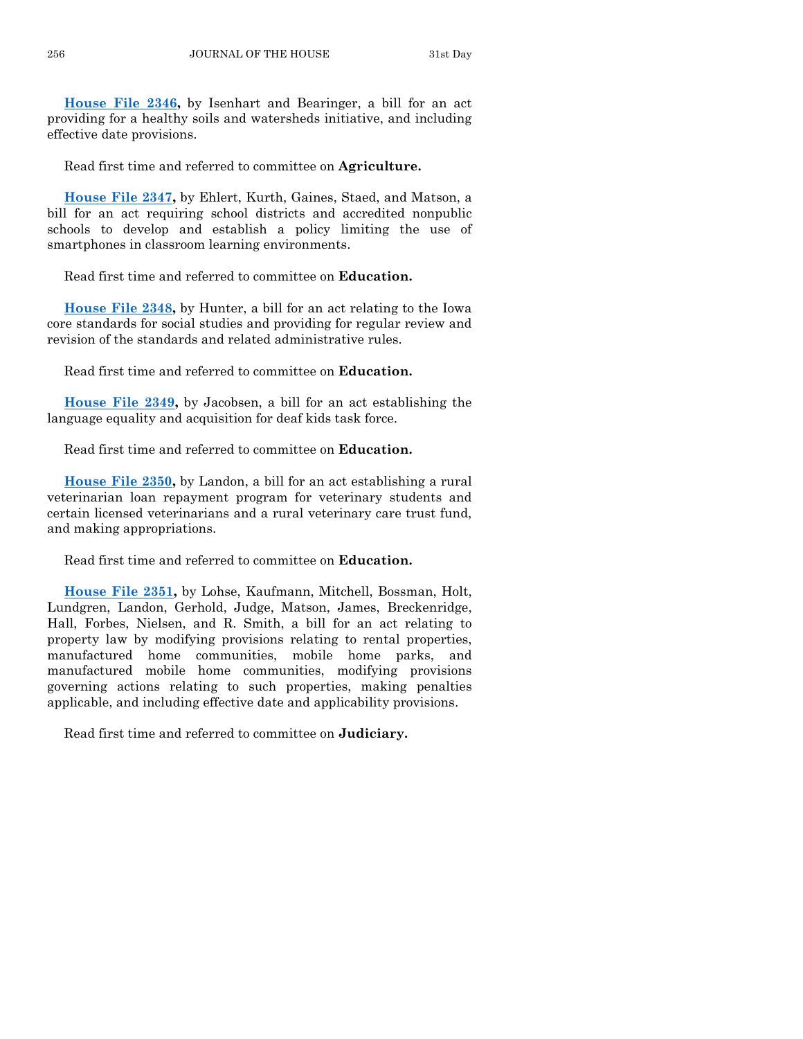**House File 2346,** by Isenhart and Bearinger, a bill for an act providing for a healthy soils and watersheds initiative, and including effective date provisions.

Read first time and referred to committee on **Agriculture.**

**House File 2347,** by Ehlert, Kurth, Gaines, Staed, and Matson, a bill for an act requiring school districts and accredited nonpublic schools to develop and establish a policy limiting the use of smartphones in classroom learning environments.

Read first time and referred to committee on **Education.**

**House File 2348,** by Hunter, a bill for an act relating to the Iowa core standards for social studies and providing for regular review and revision of the standards and related administrative rules.

Read first time and referred to committee on **Education.**

**House File 2349,** by Jacobsen, a bill for an act establishing the language equality and acquisition for deaf kids task force.

Read first time and referred to committee on **Education.**

**House File 2350,** by Landon, a bill for an act establishing a rural veterinarian loan repayment program for veterinary students and certain licensed veterinarians and a rural veterinary care trust fund, and making appropriations.

Read first time and referred to committee on **Education.**

**House File 2351,** by Lohse, Kaufmann, Mitchell, Bossman, Holt, Lundgren, Landon, Gerhold, Judge, Matson, James, Breckenridge, Hall, Forbes, Nielsen, and R. Smith, a bill for an act relating to property law by modifying provisions relating to rental properties, manufactured home communities, mobile home parks, and manufactured mobile home communities, modifying provisions governing actions relating to such properties, making penalties applicable, and including effective date and applicability provisions.

Read first time and referred to committee on **Judiciary.**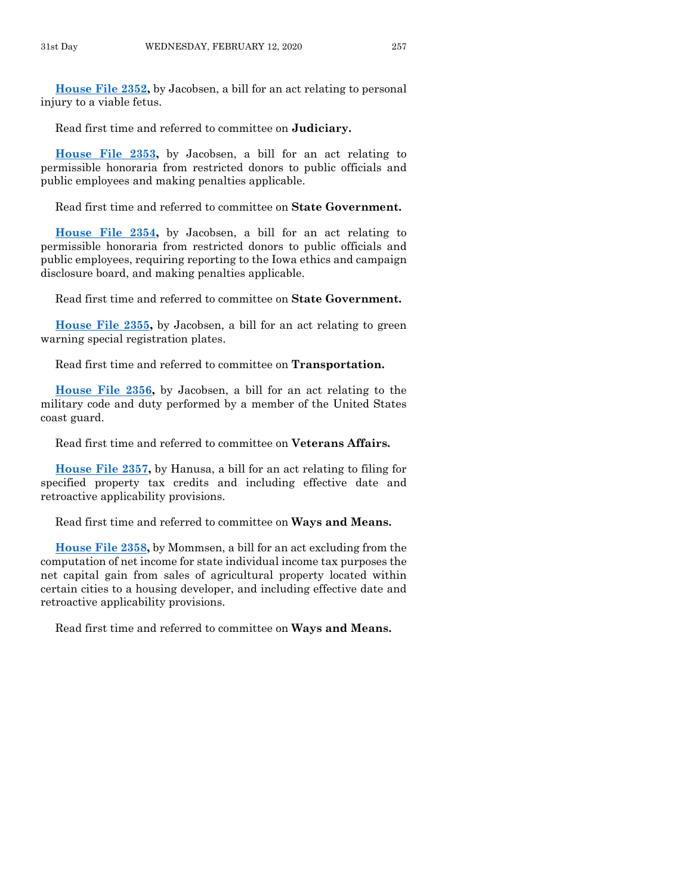**House File 2352,** by Jacobsen, a bill for an act relating to personal injury to a viable fetus.

Read first time and referred to committee on **Judiciary.**

**House File 2353,** by Jacobsen, a bill for an act relating to permissible honoraria from restricted donors to public officials and public employees and making penalties applicable.

Read first time and referred to committee on **State Government.**

**House File 2354,** by Jacobsen, a bill for an act relating to permissible honoraria from restricted donors to public officials and public employees, requiring reporting to the Iowa ethics and campaign disclosure board, and making penalties applicable.

Read first time and referred to committee on **State Government.**

**House File 2355,** by Jacobsen, a bill for an act relating to green warning special registration plates.

Read first time and referred to committee on **Transportation.**

**House File 2356,** by Jacobsen, a bill for an act relating to the military code and duty performed by a member of the United States coast guard.

Read first time and referred to committee on **Veterans Affairs.**

**House File 2357,** by Hanusa, a bill for an act relating to filing for specified property tax credits and including effective date and retroactive applicability provisions.

Read first time and referred to committee on **Ways and Means.**

**House File 2358,** by Mommsen, a bill for an act excluding from the computation of net income for state individual income tax purposes the net capital gain from sales of agricultural property located within certain cities to a housing developer, and including effective date and retroactive applicability provisions.

Read first time and referred to committee on **Ways and Means.**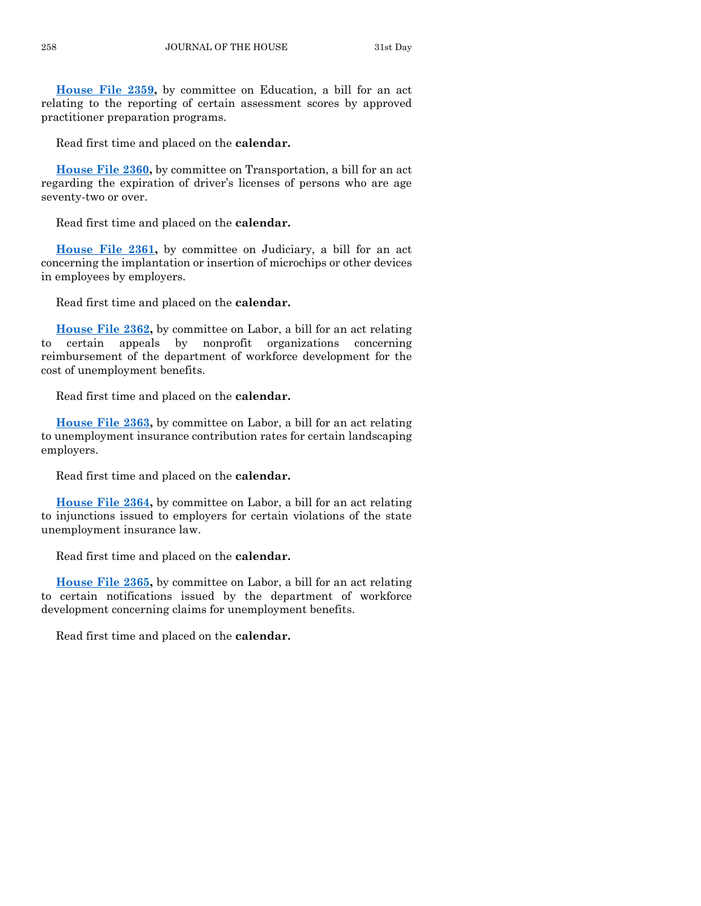**House File 2359,** by committee on Education, a bill for an act relating to the reporting of certain assessment scores by approved practitioner preparation programs.

Read first time and placed on the **calendar.**

**House File 2360,** by committee on Transportation, a bill for an act regarding the expiration of driver's licenses of persons who are age seventy-two or over.

Read first time and placed on the **calendar.**

**House File 2361,** by committee on Judiciary, a bill for an act concerning the implantation or insertion of microchips or other devices in employees by employers.

Read first time and placed on the **calendar.**

**House File 2362,** by committee on Labor, a bill for an act relating to certain appeals by nonprofit organizations concerning reimbursement of the department of workforce development for the cost of unemployment benefits.

Read first time and placed on the **calendar.**

**House File 2363,** by committee on Labor, a bill for an act relating to unemployment insurance contribution rates for certain landscaping employers.

Read first time and placed on the **calendar.**

**House File 2364,** by committee on Labor, a bill for an act relating to injunctions issued to employers for certain violations of the state unemployment insurance law.

Read first time and placed on the **calendar.**

**House File 2365,** by committee on Labor, a bill for an act relating to certain notifications issued by the department of workforce development concerning claims for unemployment benefits.

Read first time and placed on the **calendar.**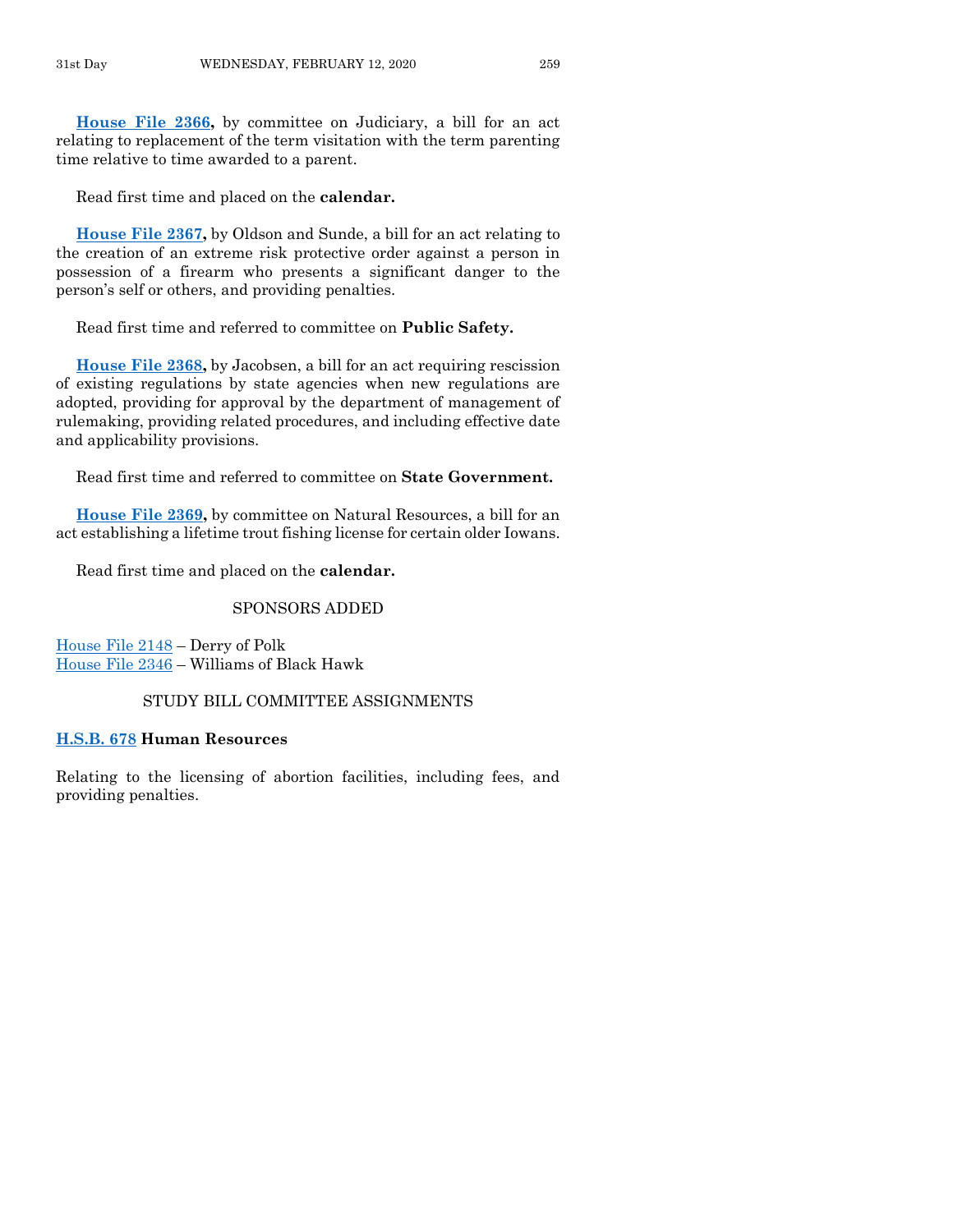**House File 2366,** by committee on Judiciary, a bill for an act relating to replacement of the term visitation with the term parenting time relative to time awarded to a parent.

Read first time and placed on the **calendar.**

**House File 2367,** by Oldson and Sunde, a bill for an act relating to the creation of an extreme risk protective order against a person in possession of a firearm who presents a significant danger to the person's self or others, and providing penalties.

Read first time and referred to committee on **Public Safety.**

**House File 2368,** by Jacobsen, a bill for an act requiring rescission of existing regulations by state agencies when new regulations are adopted, providing for approval by the department of management of rulemaking, providing related procedures, and including effective date and applicability provisions.

Read first time and referred to committee on **State Government.**

**House File 2369,** by committee on Natural Resources, a bill for an act establishing a lifetime trout fishing license for certain older Iowans.

Read first time and placed on the **calendar.**

## SPONSORS ADDED

House File 2148 – Derry of Polk
House File 2346 – Williams of Black Hawk

## STUDY BILL COMMITTEE ASSIGNMENTS

**H.S.B. 678 Human Resources**

Relating to the licensing of abortion facilities, including fees, and providing penalties.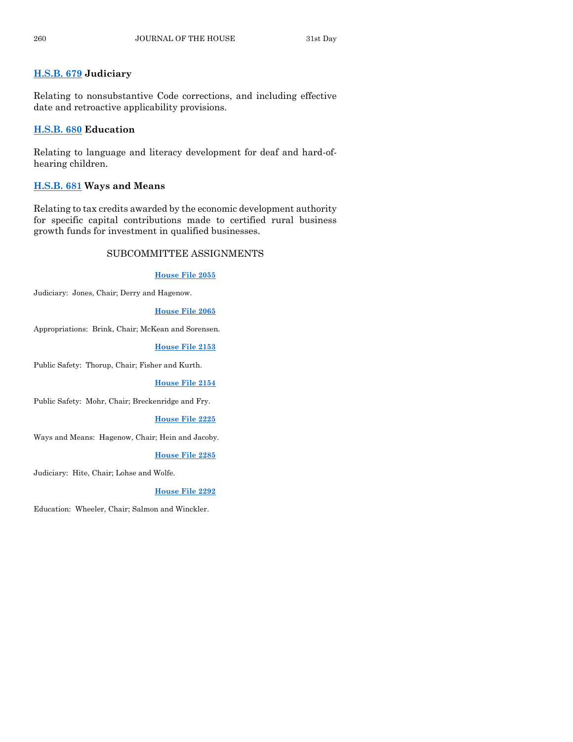**H.S.B. 679 Judiciary**

Relating to nonsubstantive Code corrections, and including effective date and retroactive applicability provisions.

**H.S.B. 680 Education**

Relating to language and literacy development for deaf and hard-of-hearing children.

**H.S.B. 681 Ways and Means**

Relating to tax credits awarded by the economic development authority for specific capital contributions made to certified rural business growth funds for investment in qualified businesses.

## SUBCOMMITTEE ASSIGNMENTS

**House File 2055**

Judiciary: Jones, Chair; Derry and Hagenow.

**House File 2065**

Appropriations: Brink, Chair; McKean and Sorensen.

**House File 2153**

Public Safety: Thorup, Chair; Fisher and Kurth.

**House File 2154**

Public Safety: Mohr, Chair; Breckenridge and Fry.

**House File 2225**

Ways and Means: Hagenow, Chair; Hein and Jacoby.

**House File 2285**

Judiciary: Hite, Chair; Lohse and Wolfe.

**House File 2292**

Education: Wheeler, Chair; Salmon and Winckler.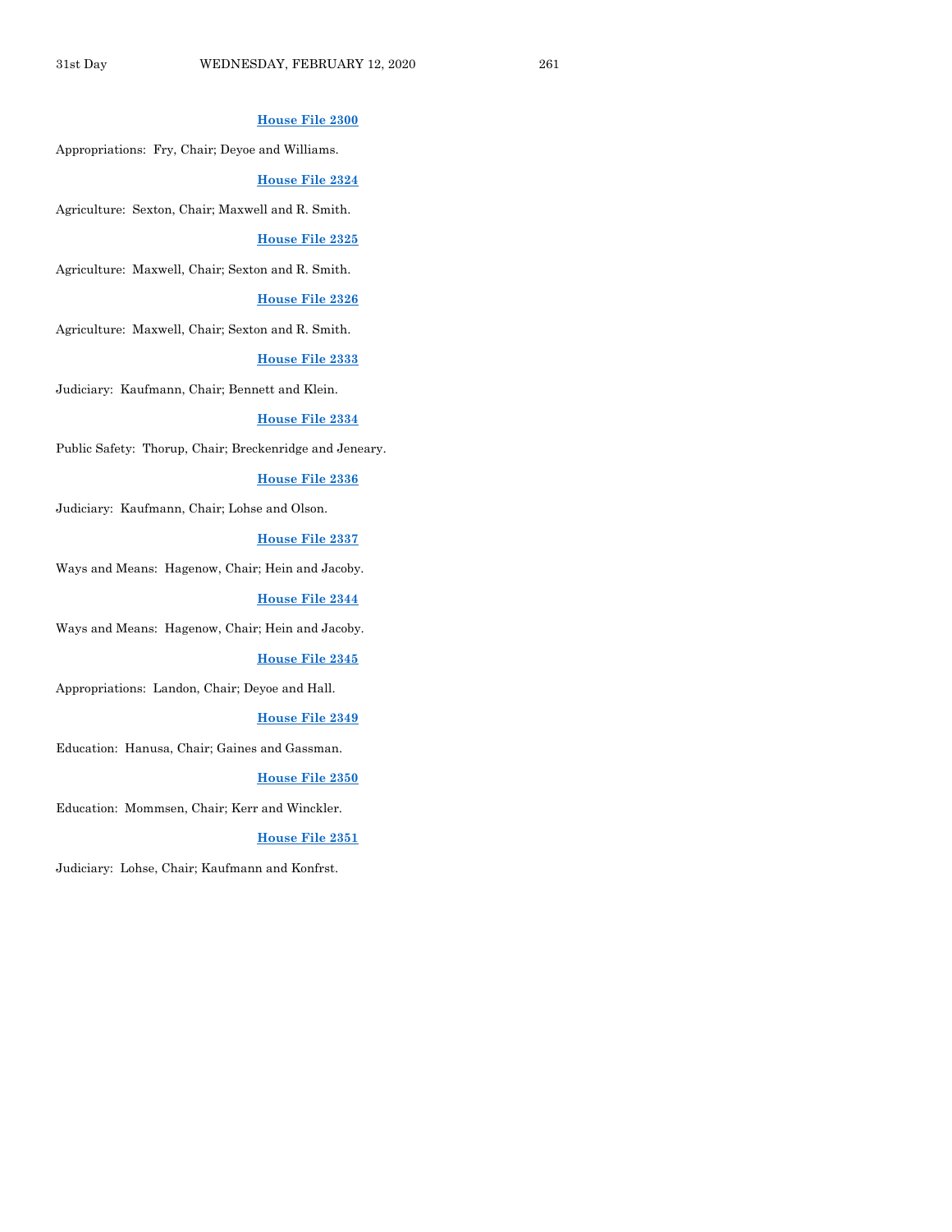**House File 2300**

Appropriations: Fry, Chair; Deyoe and Williams.

**House File 2324**

Agriculture: Sexton, Chair; Maxwell and R. Smith.

**House File 2325**

Agriculture: Maxwell, Chair; Sexton and R. Smith.

**House File 2326**

Agriculture: Maxwell, Chair; Sexton and R. Smith.

**House File 2333**

Judiciary: Kaufmann, Chair; Bennett and Klein.

**House File 2334**

Public Safety: Thorup, Chair; Breckenridge and Jeneary.

**House File 2336**

Judiciary: Kaufmann, Chair; Lohse and Olson.

**House File 2337**

Ways and Means: Hagenow, Chair; Hein and Jacoby.

**House File 2344**

Ways and Means: Hagenow, Chair; Hein and Jacoby.

**House File 2345**

Appropriations: Landon, Chair; Deyoe and Hall.

**House File 2349**

Education: Hanusa, Chair; Gaines and Gassman.

**House File 2350**

Education: Mommsen, Chair; Kerr and Winckler.

**House File 2351**

Judiciary: Lohse, Chair; Kaufmann and Konfrst.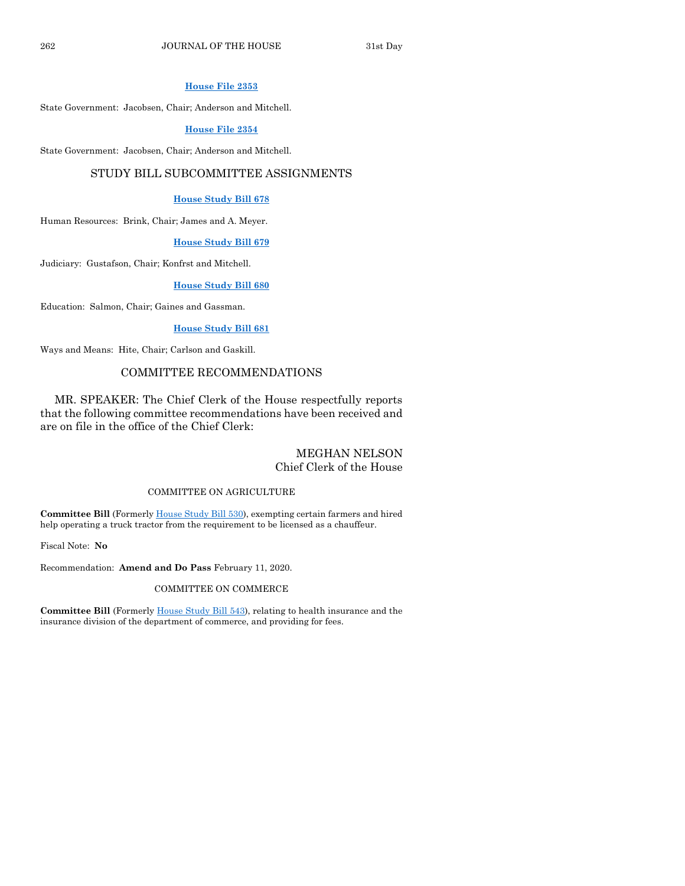**House File 2353**

State Government: Jacobsen, Chair; Anderson and Mitchell.

**House File 2354**

State Government: Jacobsen, Chair; Anderson and Mitchell.

## STUDY BILL SUBCOMMITTEE ASSIGNMENTS

**House Study Bill 678**

Human Resources: Brink, Chair; James and A. Meyer.

**House Study Bill 679**

Judiciary: Gustafson, Chair; Konfrst and Mitchell.

**House Study Bill 680**

Education: Salmon, Chair; Gaines and Gassman.

**House Study Bill 681**

Ways and Means: Hite, Chair; Carlson and Gaskill.

## COMMITTEE RECOMMENDATIONS

MR. SPEAKER: The Chief Clerk of the House respectfully reports that the following committee recommendations have been received and are on file in the office of the Chief Clerk:

MEGHAN NELSON
Chief Clerk of the House

### COMMITTEE ON AGRICULTURE

**Committee Bill** (Formerly House Study Bill 530), exempting certain farmers and hired help operating a truck tractor from the requirement to be licensed as a chauffeur.

Fiscal Note: **No**

Recommendation: **Amend and Do Pass** February 11, 2020.

### COMMITTEE ON COMMERCE

**Committee Bill** (Formerly House Study Bill 543), relating to health insurance and the insurance division of the department of commerce, and providing for fees.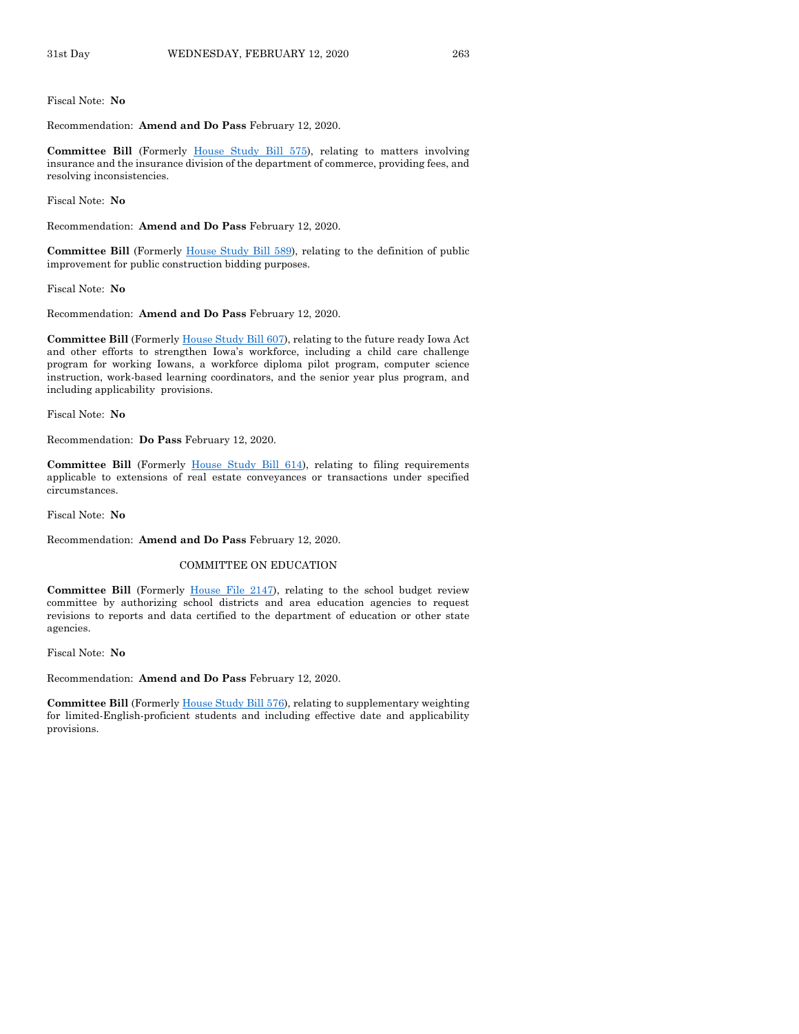Fiscal Note: **No**

Recommendation: **Amend and Do Pass** February 12, 2020.

**Committee Bill** (Formerly House Study Bill 575), relating to matters involving insurance and the insurance division of the department of commerce, providing fees, and resolving inconsistencies.

Fiscal Note: **No**

Recommendation: **Amend and Do Pass** February 12, 2020.

**Committee Bill** (Formerly House Study Bill 589), relating to the definition of public improvement for public construction bidding purposes.

Fiscal Note: **No**

Recommendation: **Amend and Do Pass** February 12, 2020.

**Committee Bill** (Formerly House Study Bill 607), relating to the future ready Iowa Act and other efforts to strengthen Iowa's workforce, including a child care challenge program for working Iowans, a workforce diploma pilot program, computer science instruction, work-based learning coordinators, and the senior year plus program, and including applicability provisions.

Fiscal Note: **No**

Recommendation: **Do Pass** February 12, 2020.

**Committee Bill** (Formerly House Study Bill 614), relating to filing requirements applicable to extensions of real estate conveyances or transactions under specified circumstances.

Fiscal Note: **No**

Recommendation: **Amend and Do Pass** February 12, 2020.

## COMMITTEE ON EDUCATION

**Committee Bill** (Formerly House File 2147), relating to the school budget review committee by authorizing school districts and area education agencies to request revisions to reports and data certified to the department of education or other state agencies.

Fiscal Note: **No**

Recommendation: **Amend and Do Pass** February 12, 2020.

**Committee Bill** (Formerly House Study Bill 576), relating to supplementary weighting for limited-English-proficient students and including effective date and applicability provisions.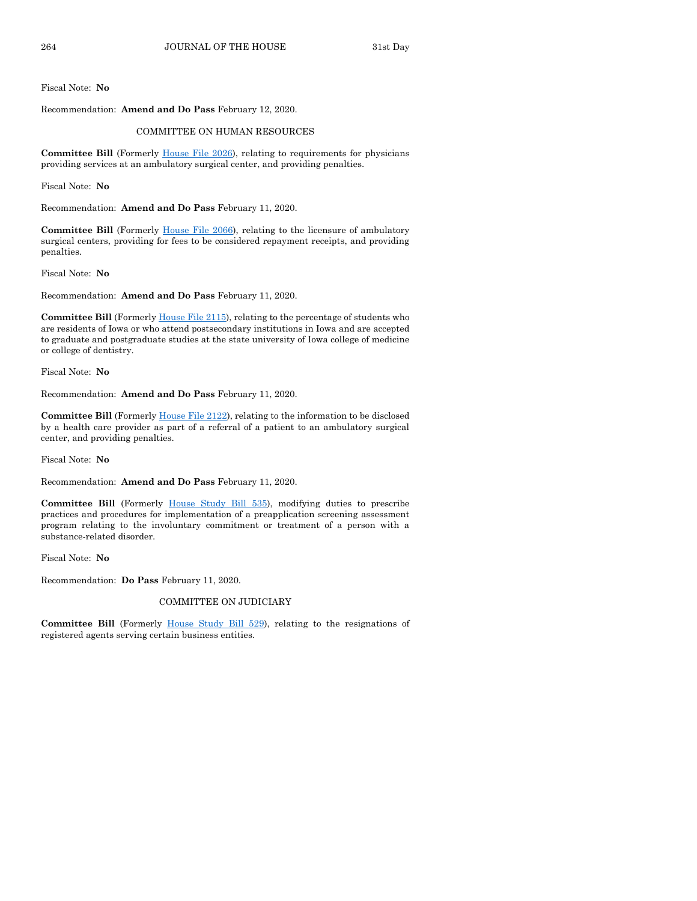Fiscal Note: **No**

Recommendation: **Amend and Do Pass** February 12, 2020.

COMMITTEE ON HUMAN RESOURCES

**Committee Bill** (Formerly House File 2026), relating to requirements for physicians providing services at an ambulatory surgical center, and providing penalties.

Fiscal Note: **No**

Recommendation: **Amend and Do Pass** February 11, 2020.

**Committee Bill** (Formerly House File 2066), relating to the licensure of ambulatory surgical centers, providing for fees to be considered repayment receipts, and providing penalties.

Fiscal Note: **No**

Recommendation: **Amend and Do Pass** February 11, 2020.

**Committee Bill** (Formerly House File 2115), relating to the percentage of students who are residents of Iowa or who attend postsecondary institutions in Iowa and are accepted to graduate and postgraduate studies at the state university of Iowa college of medicine or college of dentistry.

Fiscal Note: **No**

Recommendation: **Amend and Do Pass** February 11, 2020.

**Committee Bill** (Formerly House File 2122), relating to the information to be disclosed by a health care provider as part of a referral of a patient to an ambulatory surgical center, and providing penalties.

Fiscal Note: **No**

Recommendation: **Amend and Do Pass** February 11, 2020.

**Committee Bill** (Formerly House Study Bill 535), modifying duties to prescribe practices and procedures for implementation of a preapplication screening assessment program relating to the involuntary commitment or treatment of a person with a substance-related disorder.

Fiscal Note: **No**

Recommendation: **Do Pass** February 11, 2020.

COMMITTEE ON JUDICIARY

**Committee Bill** (Formerly House Study Bill 529), relating to the resignations of registered agents serving certain business entities.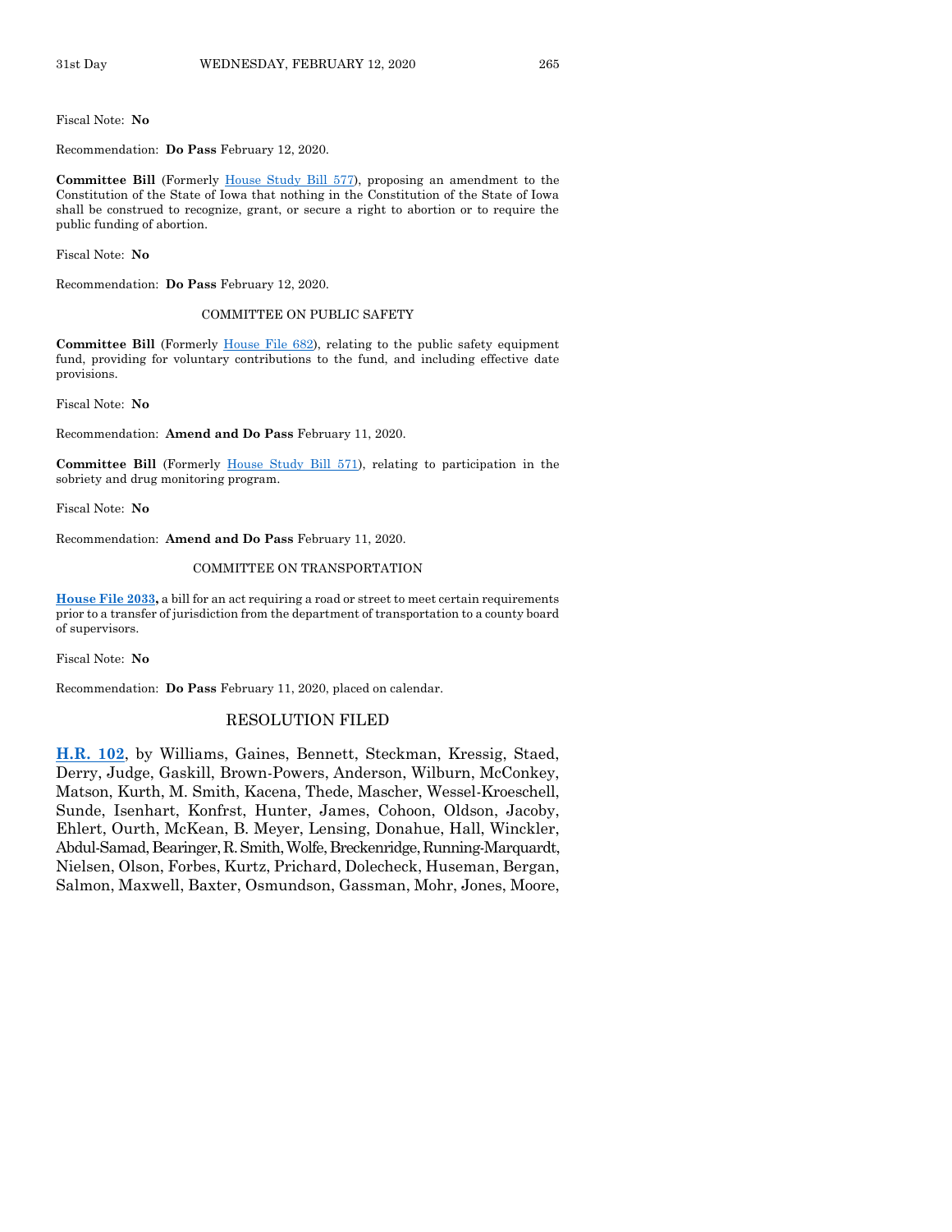Fiscal Note: **No**

Recommendation: **Do Pass** February 12, 2020.

**Committee Bill** (Formerly House Study Bill 577), proposing an amendment to the Constitution of the State of Iowa that nothing in the Constitution of the State of Iowa shall be construed to recognize, grant, or secure a right to abortion or to require the public funding of abortion.

Fiscal Note: **No**

Recommendation: **Do Pass** February 12, 2020.

COMMITTEE ON PUBLIC SAFETY

**Committee Bill** (Formerly House File 682), relating to the public safety equipment fund, providing for voluntary contributions to the fund, and including effective date provisions.

Fiscal Note: **No**

Recommendation: **Amend and Do Pass** February 11, 2020.

**Committee Bill** (Formerly House Study Bill 571), relating to participation in the sobriety and drug monitoring program.

Fiscal Note: **No**

Recommendation: **Amend and Do Pass** February 11, 2020.

COMMITTEE ON TRANSPORTATION

**House File 2033,** a bill for an act requiring a road or street to meet certain requirements prior to a transfer of jurisdiction from the department of transportation to a county board of supervisors.

Fiscal Note: **No**

Recommendation: **Do Pass** February 11, 2020, placed on calendar.

## RESOLUTION FILED

**H.R. 102**, by Williams, Gaines, Bennett, Steckman, Kressig, Staed, Derry, Judge, Gaskill, Brown-Powers, Anderson, Wilburn, McConkey, Matson, Kurth, M. Smith, Kacena, Thede, Mascher, Wessel-Kroeschell, Sunde, Isenhart, Konfrst, Hunter, James, Cohoon, Oldson, Jacoby, Ehlert, Ourth, McKean, B. Meyer, Lensing, Donahue, Hall, Winckler, Abdul-Samad, Bearinger, R. Smith, Wolfe, Breckenridge, Running-Marquardt, Nielsen, Olson, Forbes, Kurtz, Prichard, Dolecheck, Huseman, Bergan, Salmon, Maxwell, Baxter, Osmundson, Gassman, Mohr, Jones, Moore,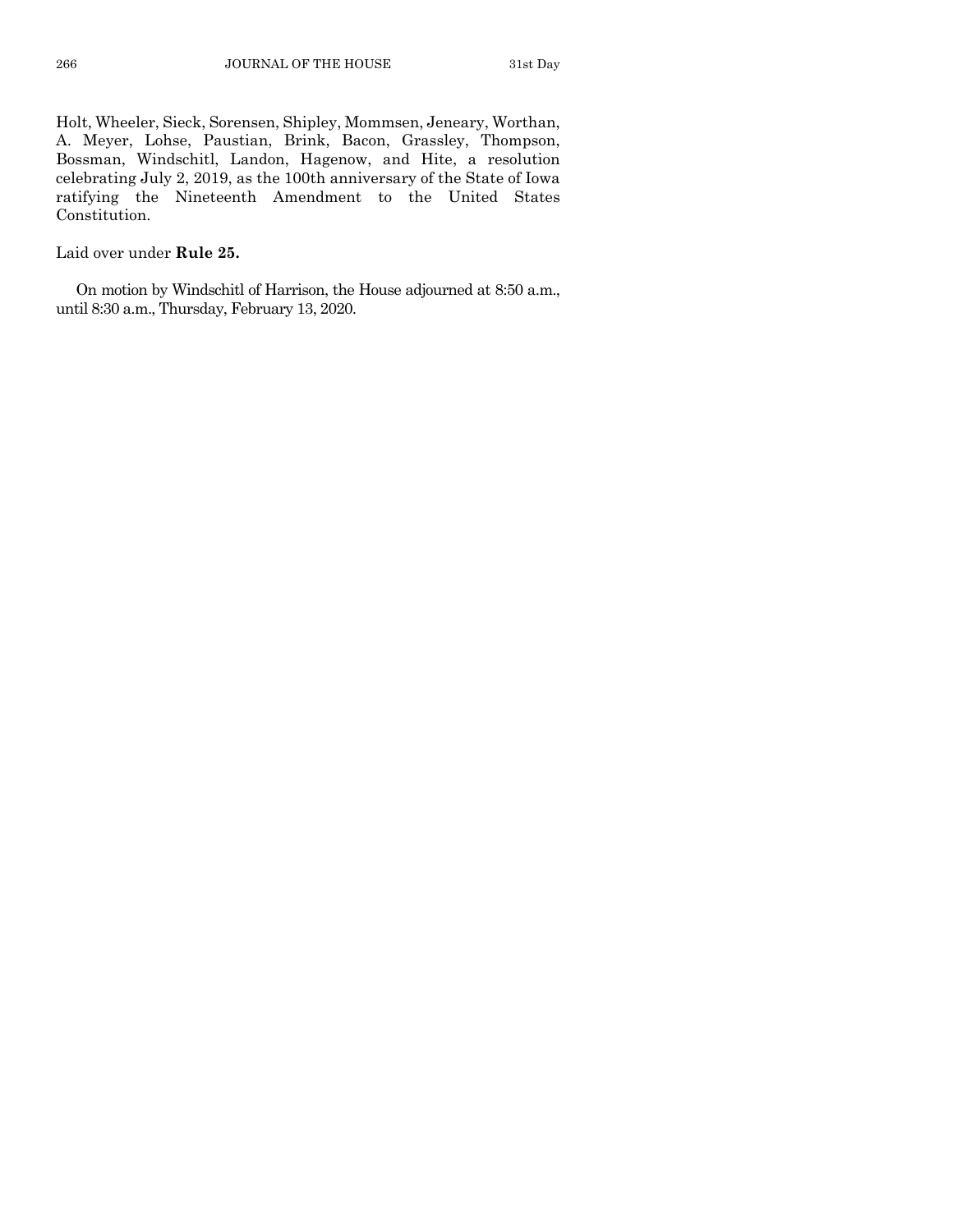Holt, Wheeler, Sieck, Sorensen, Shipley, Mommsen, Jeneary, Worthan, A. Meyer, Lohse, Paustian, Brink, Bacon, Grassley, Thompson, Bossman, Windschitl, Landon, Hagenow, and Hite, a resolution celebrating July 2, 2019, as the 100th anniversary of the State of Iowa ratifying the Nineteenth Amendment to the United States Constitution.

Laid over under **Rule 25.**

On motion by Windschitl of Harrison, the House adjourned at 8:50 a.m., until 8:30 a.m., Thursday, February 13, 2020.